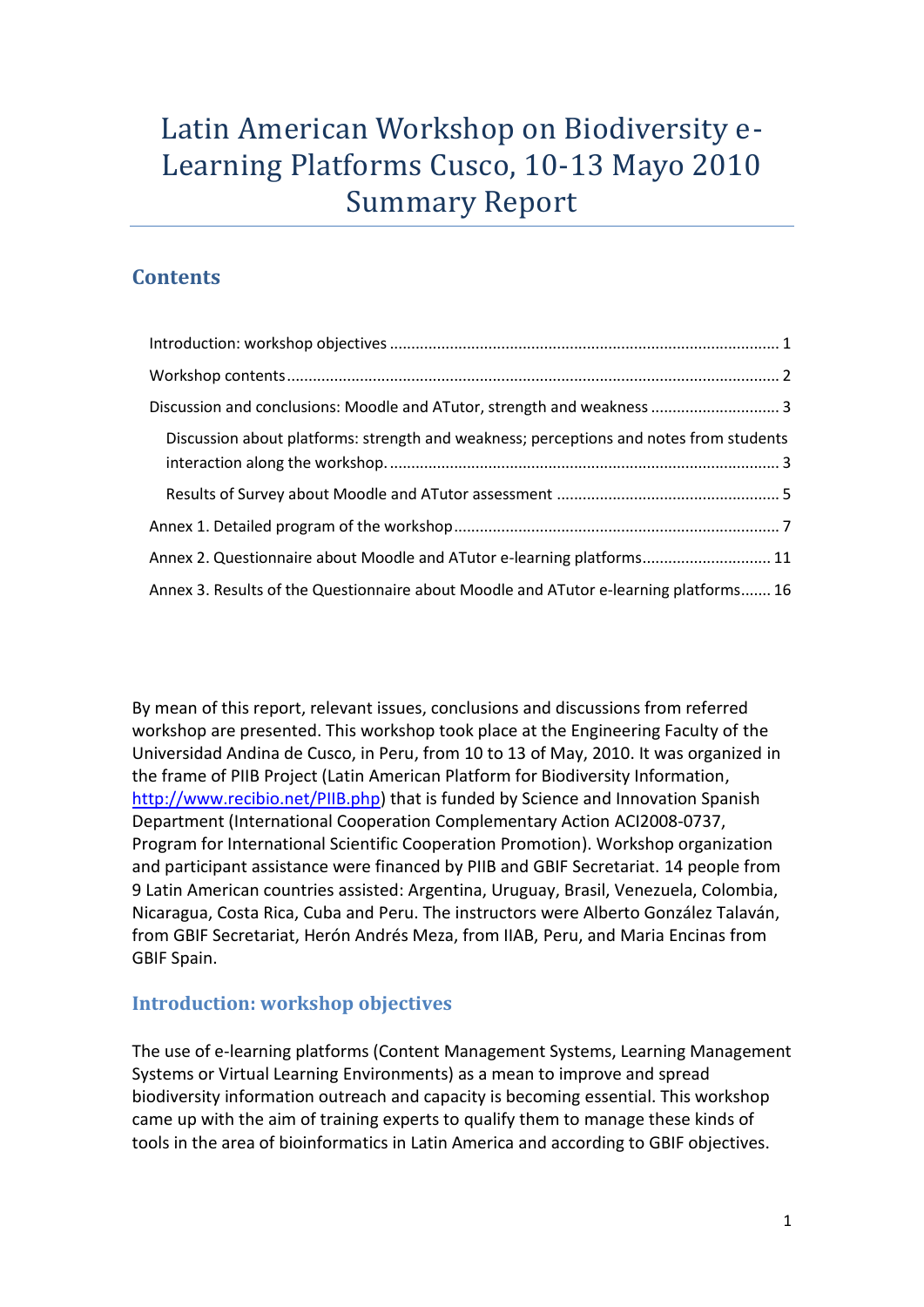# Latin American Workshop on Biodiversity e-Learning Platforms Cusco, 10-13 Mayo 2010 Summary Report

## Contents

- Introduction: workshop objectives ..... 1
- Workshop contents ..... 2
- Discussion and conclusions: Moodle and ATutor, strength and weakness ..... 3
  - Discussion about platforms: strength and weakness; perceptions and notes from students interaction along the workshop. ..... 3
  - Results of Survey about Moodle and ATutor assessment ..... 5
- Annex 1. Detailed program of the workshop ..... 7
- Annex 2. Questionnaire about Moodle and ATutor e-learning platforms ..... 11
- Annex 3. Results of the Questionnaire about Moodle and ATutor e-learning platforms ..... 16

By mean of this report, relevant issues, conclusions and discussions from referred workshop are presented. This workshop took place at the Engineering Faculty of the Universidad Andina de Cusco, in Peru, from 10 to 13 of May, 2010. It was organized in the frame of PIIB Project (Latin American Platform for Biodiversity Information, http://www.recibio.net/PIIB.php) that is funded by Science and Innovation Spanish Department (International Cooperation Complementary Action ACI2008-0737, Program for International Scientific Cooperation Promotion). Workshop organization and participant assistance were financed by PIIB and GBIF Secretariat. 14 people from 9 Latin American countries assisted: Argentina, Uruguay, Brasil, Venezuela, Colombia, Nicaragua, Costa Rica, Cuba and Peru. The instructors were Alberto González Talaván, from GBIF Secretariat, Herón Andrés Meza, from IIAB, Peru, and Maria Encinas from GBIF Spain.

## Introduction: workshop objectives

The use of e-learning platforms (Content Management Systems, Learning Management Systems or Virtual Learning Environments) as a mean to improve and spread biodiversity information outreach and capacity is becoming essential. This workshop came up with the aim of training experts to qualify them to manage these kinds of tools in the area of bioinformatics in Latin America and according to GBIF objectives.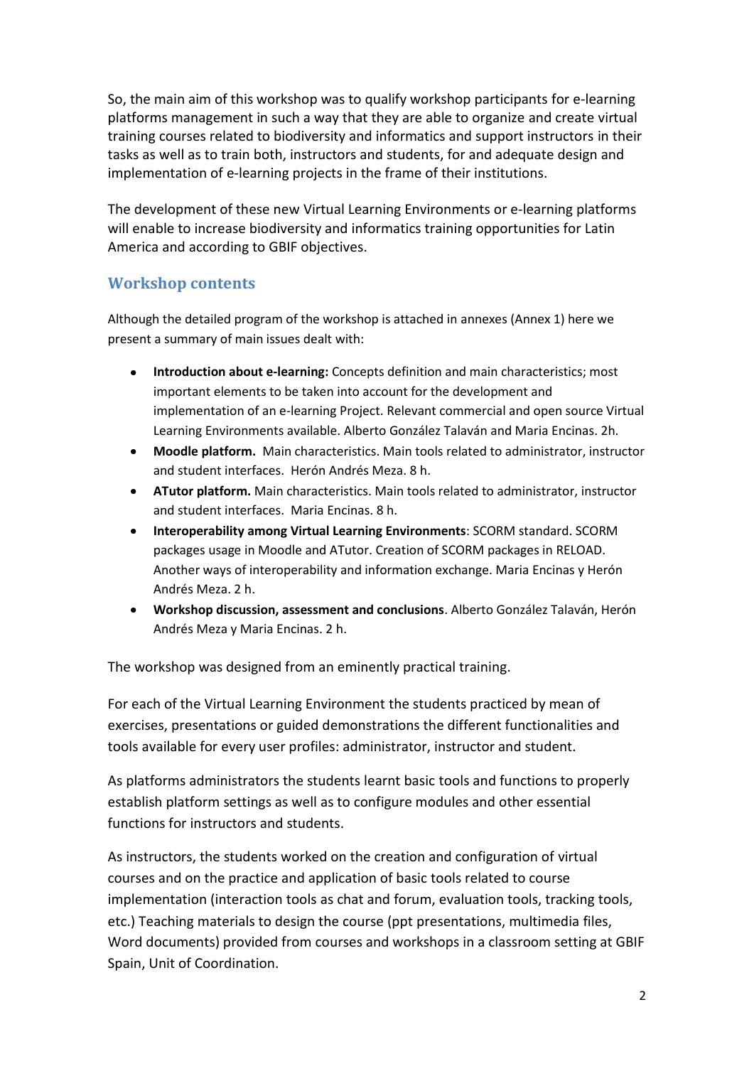So, the main aim of this workshop was to qualify workshop participants for e-learning platforms management in such a way that they are able to organize and create virtual training courses related to biodiversity and informatics and support instructors in their tasks as well as to train both, instructors and students, for and adequate design and implementation of e-learning projects in the frame of their institutions.

The development of these new Virtual Learning Environments or e-learning platforms will enable to increase biodiversity and informatics training opportunities for Latin America and according to GBIF objectives.

## Workshop contents

Although the detailed program of the workshop is attached in annexes (Annex 1) here we present a summary of main issues dealt with:

- **Introduction about e-learning:** Concepts definition and main characteristics; most important elements to be taken into account for the development and implementation of an e-learning Project. Relevant commercial and open source Virtual Learning Environments available. Alberto González Talaván and Maria Encinas. 2h.
- **Moodle platform.** Main characteristics. Main tools related to administrator, instructor and student interfaces. Herón Andrés Meza. 8 h.
- **ATutor platform.** Main characteristics. Main tools related to administrator, instructor and student interfaces. Maria Encinas. 8 h.
- **Interoperability among Virtual Learning Environments**: SCORM standard. SCORM packages usage in Moodle and ATutor. Creation of SCORM packages in RELOAD. Another ways of interoperability and information exchange. Maria Encinas y Herón Andrés Meza. 2 h.
- **Workshop discussion, assessment and conclusions**. Alberto González Talaván, Herón Andrés Meza y Maria Encinas. 2 h.

The workshop was designed from an eminently practical training.

For each of the Virtual Learning Environment the students practiced by mean of exercises, presentations or guided demonstrations the different functionalities and tools available for every user profiles: administrator, instructor and student.

As platforms administrators the students learnt basic tools and functions to properly establish platform settings as well as to configure modules and other essential functions for instructors and students.

As instructors, the students worked on the creation and configuration of virtual courses and on the practice and application of basic tools related to course implementation (interaction tools as chat and forum, evaluation tools, tracking tools, etc.) Teaching materials to design the course (ppt presentations, multimedia files, Word documents) provided from courses and workshops in a classroom setting at GBIF Spain, Unit of Coordination.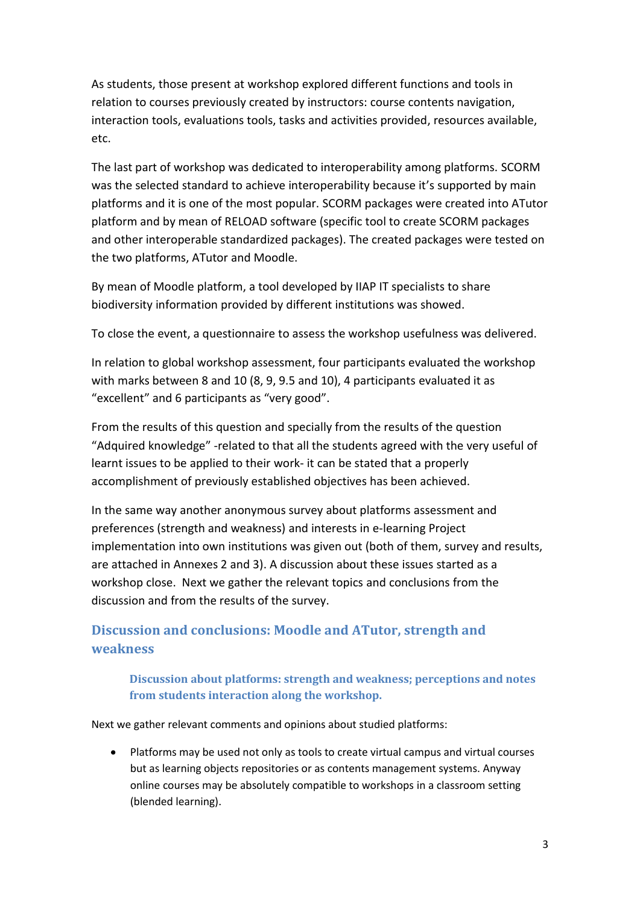As students, those present at workshop explored different functions and tools in relation to courses previously created by instructors: course contents navigation, interaction tools, evaluations tools, tasks and activities provided, resources available, etc.

The last part of workshop was dedicated to interoperability among platforms. SCORM was the selected standard to achieve interoperability because it's supported by main platforms and it is one of the most popular. SCORM packages were created into ATutor platform and by mean of RELOAD software (specific tool to create SCORM packages and other interoperable standardized packages). The created packages were tested on the two platforms, ATutor and Moodle.

By mean of Moodle platform, a tool developed by IIAP IT specialists to share biodiversity information provided by different institutions was showed.

To close the event, a questionnaire to assess the workshop usefulness was delivered.

In relation to global workshop assessment, four participants evaluated the workshop with marks between 8 and 10 (8, 9, 9.5 and 10), 4 participants evaluated it as "excellent" and 6 participants as "very good".

From the results of this question and specially from the results of the question "Adquired knowledge" -related to that all the students agreed with the very useful of learnt issues to be applied to their work- it can be stated that a properly accomplishment of previously established objectives has been achieved.

In the same way another anonymous survey about platforms assessment and preferences (strength and weakness) and interests in e-learning Project implementation into own institutions was given out (both of them, survey and results, are attached in Annexes 2 and 3). A discussion about these issues started as a workshop close. Next we gather the relevant topics and conclusions from the discussion and from the results of the survey.

## Discussion and conclusions: Moodle and ATutor, strength and weakness

### Discussion about platforms: strength and weakness; perceptions and notes from students interaction along the workshop.

Next we gather relevant comments and opinions about studied platforms:

- Platforms may be used not only as tools to create virtual campus and virtual courses but as learning objects repositories or as contents management systems. Anyway online courses may be absolutely compatible to workshops in a classroom setting (blended learning).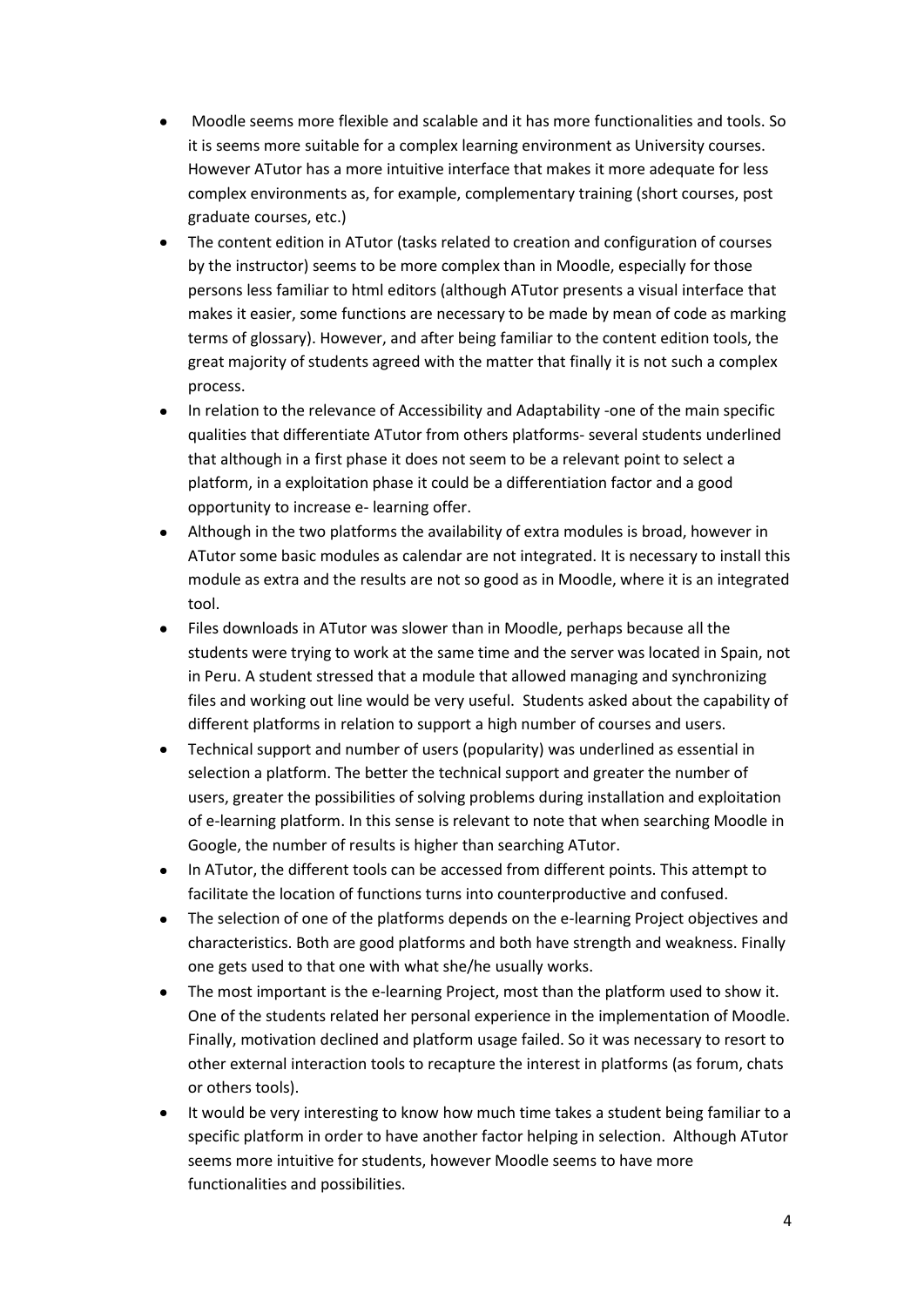- Moodle seems more flexible and scalable and it has more functionalities and tools. So it is seems more suitable for a complex learning environment as University courses. However ATutor has a more intuitive interface that makes it more adequate for less complex environments as, for example, complementary training (short courses, post graduate courses, etc.)
- The content edition in ATutor (tasks related to creation and configuration of courses by the instructor) seems to be more complex than in Moodle, especially for those persons less familiar to html editors (although ATutor presents a visual interface that makes it easier, some functions are necessary to be made by mean of code as marking terms of glossary). However, and after being familiar to the content edition tools, the great majority of students agreed with the matter that finally it is not such a complex process.
- In relation to the relevance of Accessibility and Adaptability -one of the main specific qualities that differentiate ATutor from others platforms- several students underlined that although in a first phase it does not seem to be a relevant point to select a platform, in a exploitation phase it could be a differentiation factor and a good opportunity to increase e- learning offer.
- Although in the two platforms the availability of extra modules is broad, however in ATutor some basic modules as calendar are not integrated. It is necessary to install this module as extra and the results are not so good as in Moodle, where it is an integrated tool.
- Files downloads in ATutor was slower than in Moodle, perhaps because all the students were trying to work at the same time and the server was located in Spain, not in Peru. A student stressed that a module that allowed managing and synchronizing files and working out line would be very useful. Students asked about the capability of different platforms in relation to support a high number of courses and users.
- Technical support and number of users (popularity) was underlined as essential in selection a platform. The better the technical support and greater the number of users, greater the possibilities of solving problems during installation and exploitation of e-learning platform. In this sense is relevant to note that when searching Moodle in Google, the number of results is higher than searching ATutor.
- In ATutor, the different tools can be accessed from different points. This attempt to facilitate the location of functions turns into counterproductive and confused.
- The selection of one of the platforms depends on the e-learning Project objectives and characteristics. Both are good platforms and both have strength and weakness. Finally one gets used to that one with what she/he usually works.
- The most important is the e-learning Project, most than the platform used to show it. One of the students related her personal experience in the implementation of Moodle. Finally, motivation declined and platform usage failed. So it was necessary to resort to other external interaction tools to recapture the interest in platforms (as forum, chats or others tools).
- It would be very interesting to know how much time takes a student being familiar to a specific platform in order to have another factor helping in selection. Although ATutor seems more intuitive for students, however Moodle seems to have more functionalities and possibilities.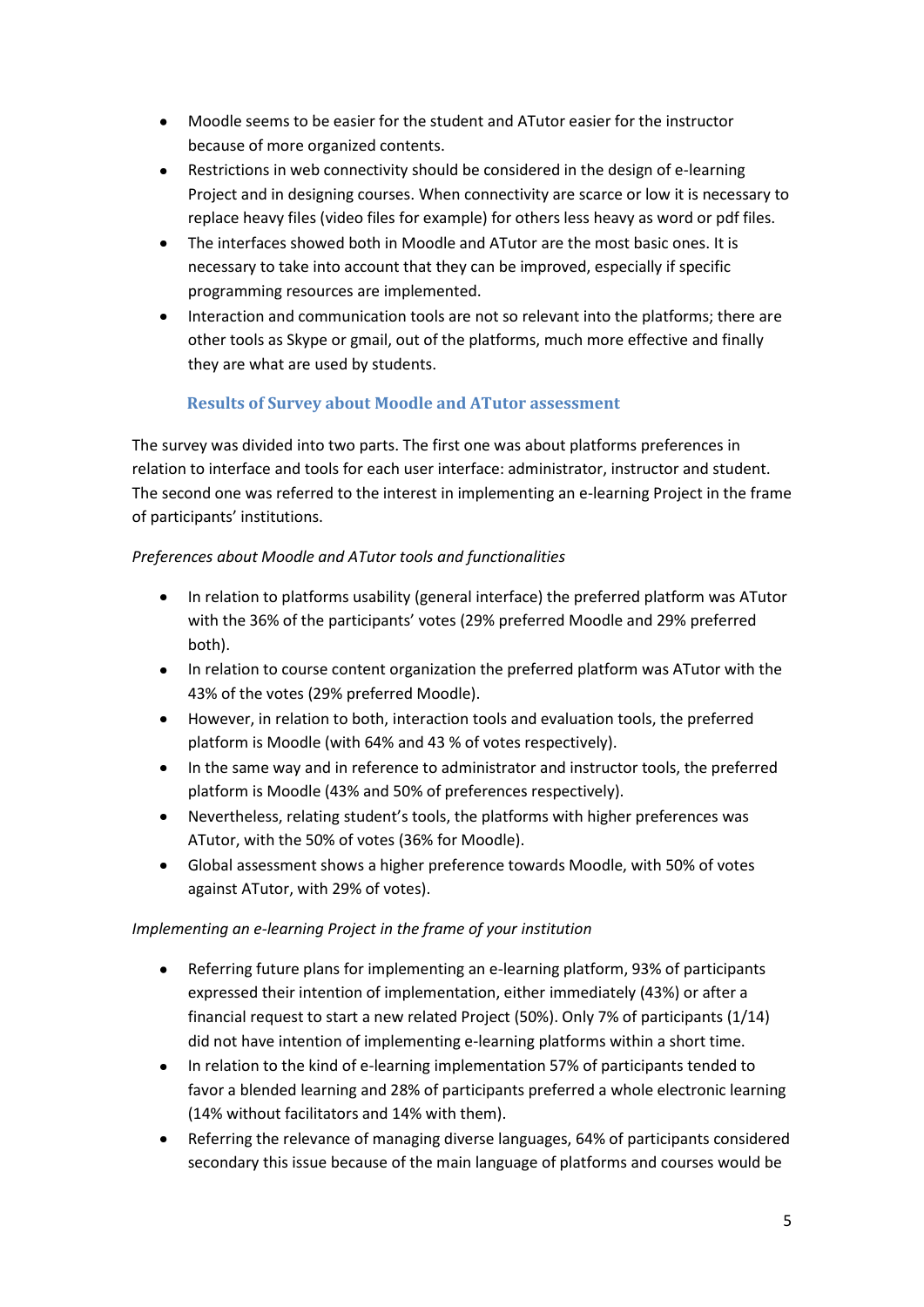- Moodle seems to be easier for the student and ATutor easier for the instructor because of more organized contents.
- Restrictions in web connectivity should be considered in the design of e-learning Project and in designing courses. When connectivity are scarce or low it is necessary to replace heavy files (video files for example) for others less heavy as word or pdf files.
- The interfaces showed both in Moodle and ATutor are the most basic ones. It is necessary to take into account that they can be improved, especially if specific programming resources are implemented.
- Interaction and communication tools are not so relevant into the platforms; there are other tools as Skype or gmail, out of the platforms, much more effective and finally they are what are used by students.

### Results of Survey about Moodle and ATutor assessment

The survey was divided into two parts. The first one was about platforms preferences in relation to interface and tools for each user interface: administrator, instructor and student. The second one was referred to the interest in implementing an e-learning Project in the frame of participants' institutions.

*Preferences about Moodle and ATutor tools and functionalities*

- In relation to platforms usability (general interface) the preferred platform was ATutor with the 36% of the participants' votes (29% preferred Moodle and 29% preferred both).
- In relation to course content organization the preferred platform was ATutor with the 43% of the votes (29% preferred Moodle).
- However, in relation to both, interaction tools and evaluation tools, the preferred platform is Moodle (with 64% and 43 % of votes respectively).
- In the same way and in reference to administrator and instructor tools, the preferred platform is Moodle (43% and 50% of preferences respectively).
- Nevertheless, relating student's tools, the platforms with higher preferences was ATutor, with the 50% of votes (36% for Moodle).
- Global assessment shows a higher preference towards Moodle, with 50% of votes against ATutor, with 29% of votes).

*Implementing an e-learning Project in the frame of your institution*

- Referring future plans for implementing an e-learning platform, 93% of participants expressed their intention of implementation, either immediately (43%) or after a financial request to start a new related Project (50%). Only 7% of participants (1/14) did not have intention of implementing e-learning platforms within a short time.
- In relation to the kind of e-learning implementation 57% of participants tended to favor a blended learning and 28% of participants preferred a whole electronic learning (14% without facilitators and 14% with them).
- Referring the relevance of managing diverse languages, 64% of participants considered secondary this issue because of the main language of platforms and courses would be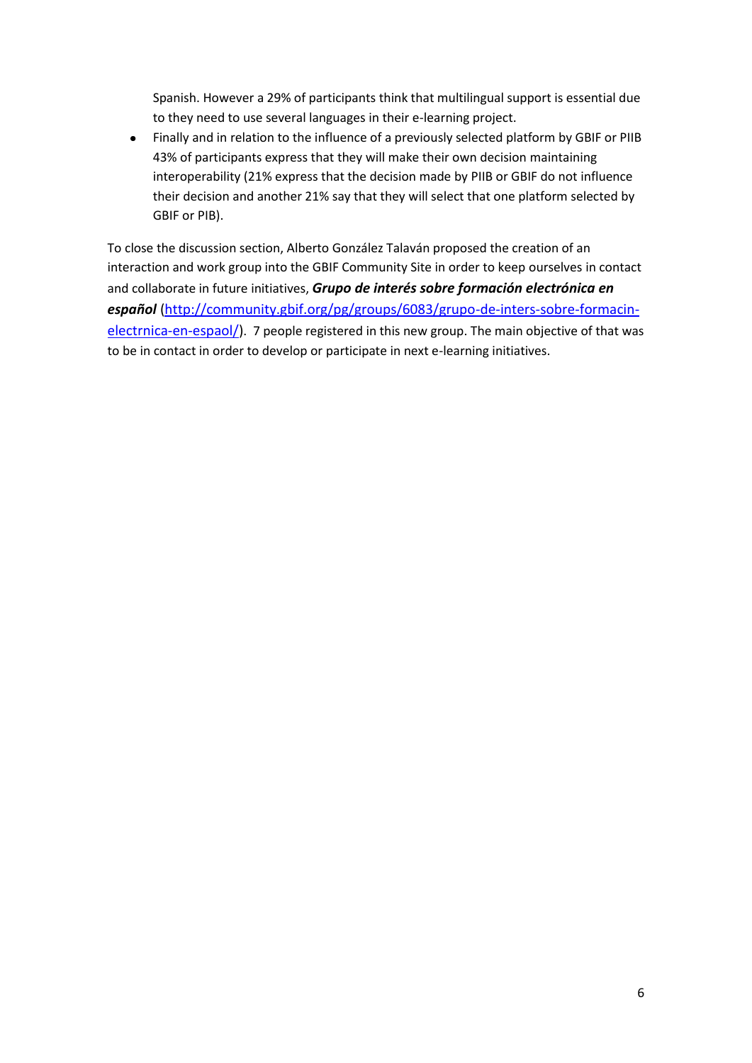Spanish. However a 29% of participants think that multilingual support is essential due to they need to use several languages in their e-learning project.

- Finally and in relation to the influence of a previously selected platform by GBIF or PIIB 43% of participants express that they will make their own decision maintaining interoperability (21% express that the decision made by PIIB or GBIF do not influence their decision and another 21% say that they will select that one platform selected by GBIF or PIB).

To close the discussion section, Alberto González Talaván proposed the creation of an interaction and work group into the GBIF Community Site in order to keep ourselves in contact and collaborate in future initiatives, ***Grupo de interés sobre formación electrónica en español*** ([http://community.gbif.org/pg/groups/6083/grupo-de-inters-sobre-formacin-electrnica-en-espaol/](http://community.gbif.org/pg/groups/6083/grupo-de-inters-sobre-formacin-electrnica-en-espaol/)). 7 people registered in this new group. The main objective of that was to be in contact in order to develop or participate in next e-learning initiatives.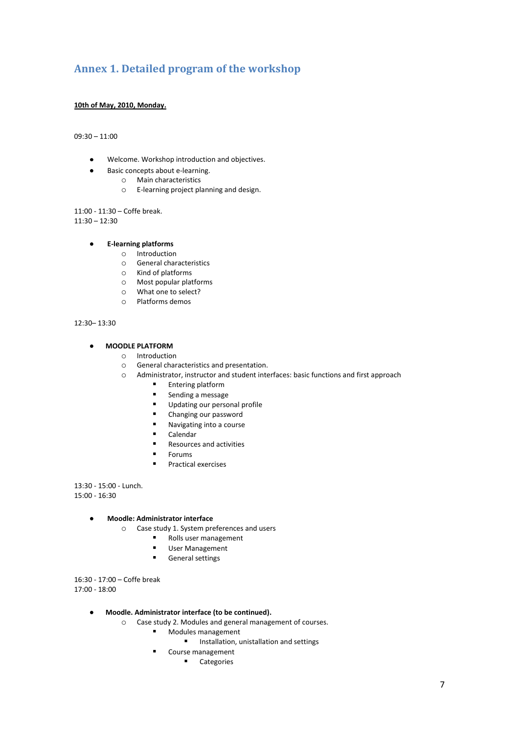# Annex 1. Detailed program of the workshop

**10th of May, 2010, Monday.**

09:30 – 11:00

- Welcome. Workshop introduction and objectives.
- Basic concepts about e-learning.
  - Main characteristics
  - E-learning project planning and design.

11:00 - 11:30 – Coffe break.
11:30 – 12:30

- **E-learning platforms**
  - Introduction
  - General characteristics
  - Kind of platforms
  - Most popular platforms
  - What one to select?
  - Platforms demos

12:30– 13:30

- **MOODLE PLATFORM**
  - Introduction
  - General characteristics and presentation.
  - Administrator, instructor and student interfaces: basic functions and first approach
    - Entering platform
    - Sending a message
    - Updating our personal profile
    - Changing our password
    - Navigating into a course
    - Calendar
    - Resources and activities
    - Forums
    - Practical exercises

13:30 - 15:00 - Lunch.
15:00 - 16:30

- **Moodle: Administrator interface**
  - Case study 1. System preferences and users
    - Rolls user management
    - User Management
    - General settings

16:30 - 17:00 – Coffe break
17:00 - 18:00

- **Moodle. Administrator interface (to be continued).**
  - Case study 2. Modules and general management of courses.
    - Modules management
      - Installation, unistallation and settings
    - Course management
      - Categories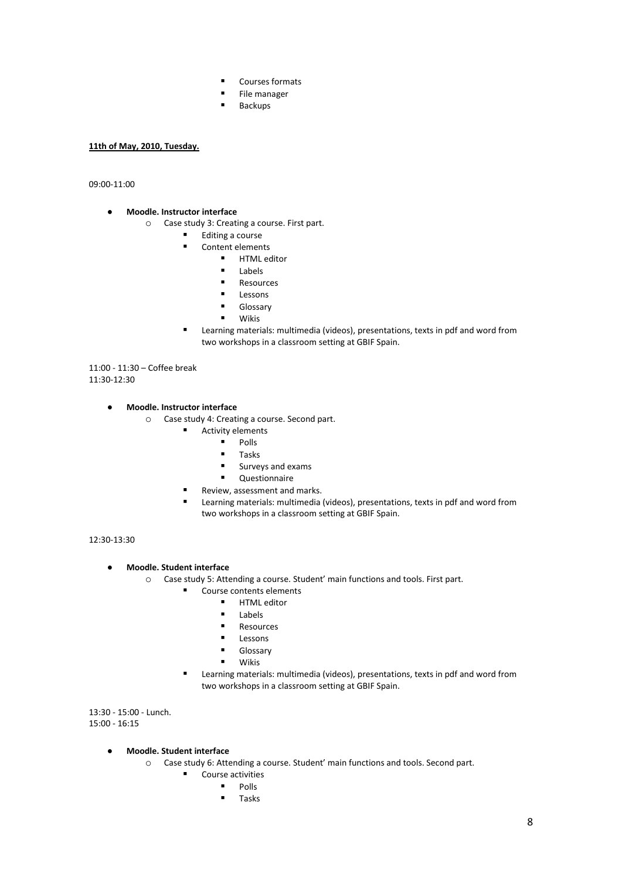- Courses formats
        - File manager
        - Backups

**11th of May, 2010, Tuesday.**

09:00-11:00

- **Moodle. Instructor interface**
    - Case study 3: Creating a course. First part.
        - Editing a course
        - Content elements
            - HTML editor
            - Labels
            - Resources
            - Lessons
            - Glossary
            - Wikis
        - Learning materials: multimedia (videos), presentations, texts in pdf and word from two workshops in a classroom setting at GBIF Spain.

11:00 - 11:30 – Coffee break
11:30-12:30

- **Moodle. Instructor interface**
    - Case study 4: Creating a course. Second part.
        - Activity elements
            - Polls
            - Tasks
            - Surveys and exams
            - Questionnaire
        - Review, assessment and marks.
        - Learning materials: multimedia (videos), presentations, texts in pdf and word from two workshops in a classroom setting at GBIF Spain.

12:30-13:30

- **Moodle. Student interface**
    - Case study 5: Attending a course. Student' main functions and tools. First part.
        - Course contents elements
            - HTML editor
            - Labels
            - Resources
            - Lessons
            - Glossary
            - Wikis
        - Learning materials: multimedia (videos), presentations, texts in pdf and word from two workshops in a classroom setting at GBIF Spain.

13:30 - 15:00 - Lunch.
15:00 - 16:15

- **Moodle. Student interface**
    - Case study 6: Attending a course. Student' main functions and tools. Second part.
        - Course activities
            - Polls
            - Tasks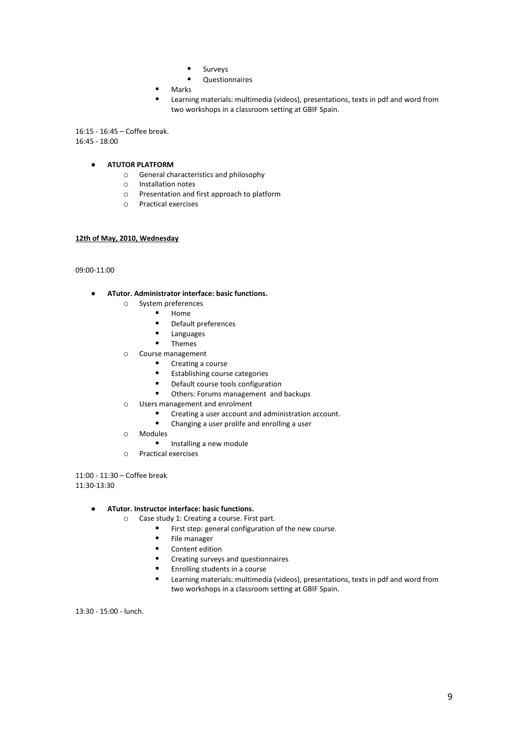- Surveys
        - Questionnaires
    - Marks
    - Learning materials: multimedia (videos), presentations, texts in pdf and word from two workshops in a classroom setting at GBIF Spain.

16:15 - 16:45 – Coffee break.
16:45 - 18:00

- **ATUTOR PLATFORM**
    - General characteristics and philosophy
    - Installation notes
    - Presentation and first approach to platform
    - Practical exercises

**12th of May, 2010, Wednesday**

09:00-11:00

- **ATutor. Administrator interface: basic functions.**
    - System preferences
        - Home
        - Default preferences
        - Languages
        - Themes
    - Course management
        - Creating a course
        - Establishing course categories
        - Default course tools configuration
        - Others: Forums management and backups
    - Users management and enrolment
        - Creating a user account and administration account.
        - Changing a user prolife and enrolling a user
    - Modules
        - Installing a new module
    - Practical exercises

11:00 - 11:30 – Coffee break
11:30-13:30

- **ATutor. Instructor interface: basic functions.**
    - Case study 1: Creating a course. First part.
        - First step: general configuration of the new course.
        - File manager
        - Content edition
        - Creating surveys and questionnaires
        - Enrolling students in a course
        - Learning materials: multimedia (videos), presentations, texts in pdf and word from two workshops in a classroom setting at GBIF Spain.

13:30 - 15:00 - lunch.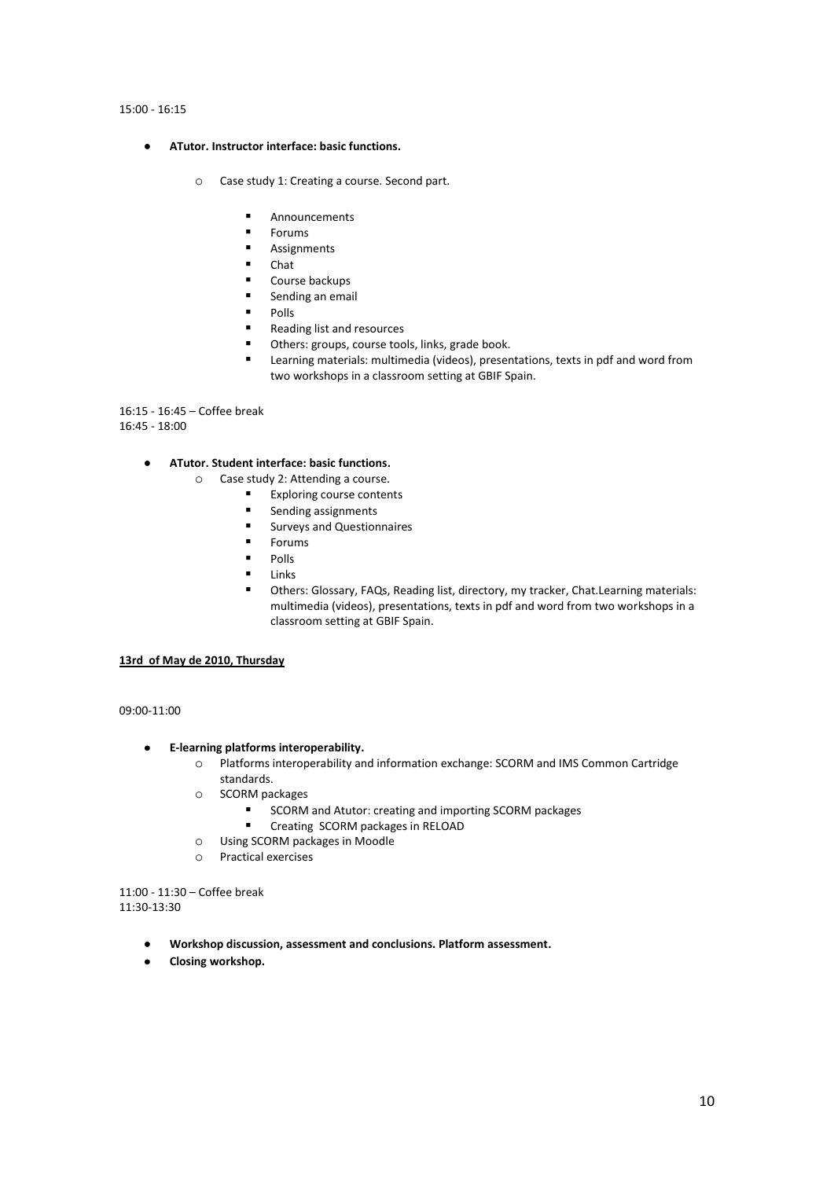15:00 - 16:15

- **ATutor. Instructor interface: basic functions.**
    - Case study 1: Creating a course. Second part.
        - Announcements
        - Forums
        - Assignments
        - Chat
        - Course backups
        - Sending an email
        - Polls
        - Reading list and resources
        - Others: groups, course tools, links, grade book.
        - Learning materials: multimedia (videos), presentations, texts in pdf and word from two workshops in a classroom setting at GBIF Spain.

16:15 - 16:45 – Coffee break
16:45 - 18:00

- **ATutor. Student interface: basic functions.**
    - Case study 2: Attending a course.
        - Exploring course contents
        - Sending assignments
        - Surveys and Questionnaires
        - Forums
        - Polls
        - Links
        - Others: Glossary, FAQs, Reading list, directory, my tracker, Chat.Learning materials: multimedia (videos), presentations, texts in pdf and word from two workshops in a classroom setting at GBIF Spain.

**<u>13rd of May de 2010, Thursday</u>**

09:00-11:00

- **E-learning platforms interoperability.**
    - Platforms interoperability and information exchange: SCORM and IMS Common Cartridge standards.
    - SCORM packages
        - SCORM and Atutor: creating and importing SCORM packages
        - Creating SCORM packages in RELOAD
    - Using SCORM packages in Moodle
    - Practical exercises

11:00 - 11:30 – Coffee break
11:30-13:30

- **Workshop discussion, assessment and conclusions. Platform assessment.**
- **Closing workshop.**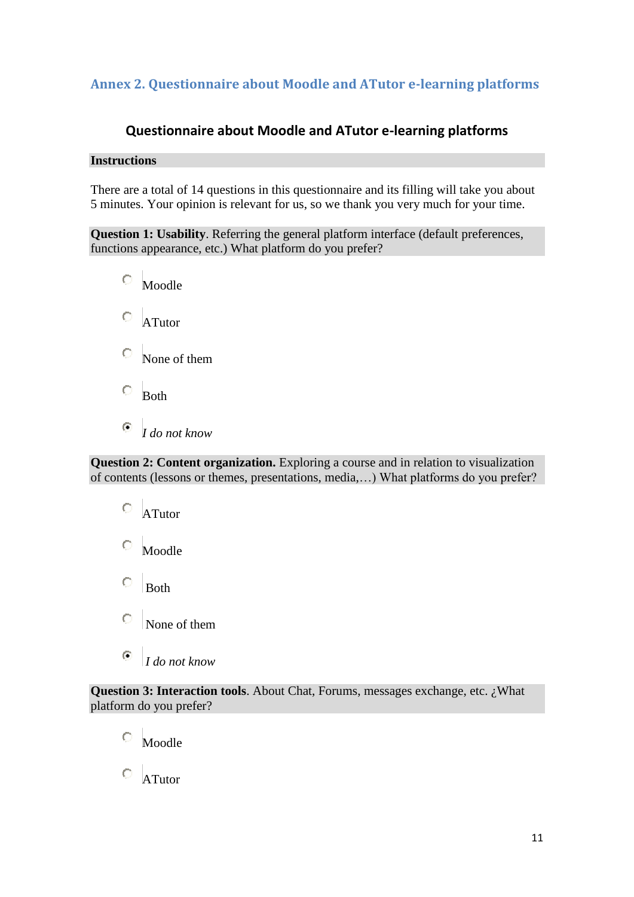## Annex 2. Questionnaire about Moodle and ATutor e-learning platforms

### Questionnaire about Moodle and ATutor e-learning platforms

**Instructions**

There are a total of 14 questions in this questionnaire and its filling will take you about 5 minutes. Your opinion is relevant for us, so we thank you very much for your time.

**Question 1: Usability**. Referring the general platform interface (default preferences, functions appearance, etc.) What platform do you prefer?

- ○ Moodle
- ○ ATutor
- ○ None of them
- ○ Both
- ◉ *I do not know*

**Question 2: Content organization.** Exploring a course and in relation to visualization of contents (lessons or themes, presentations, media,…) What platforms do you prefer?

- ○ ATutor
- ○ Moodle
- ○ Both
- ○ None of them
- ◉ *I do not know*

**Question 3: Interaction tools**. About Chat, Forums, messages exchange, etc. ¿What platform do you prefer?

- ○ Moodle
- ○ ATutor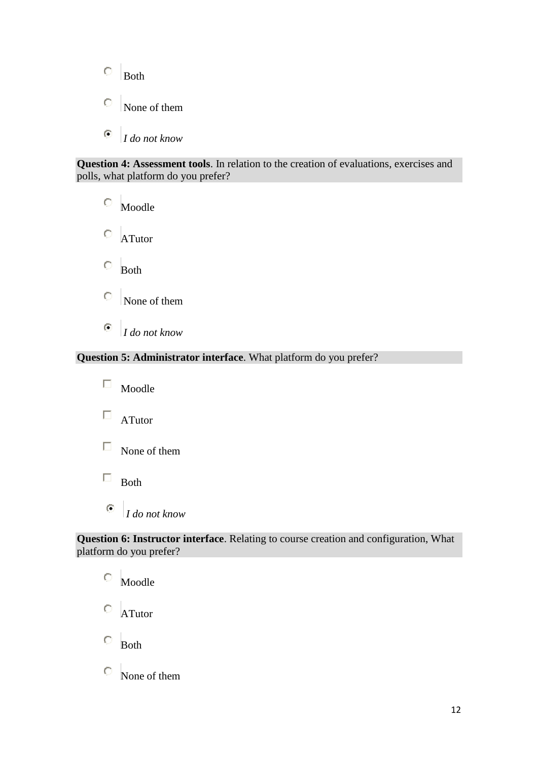- ○ Both
- ○ None of them
- ◉ *I do not know*

**Question 4: Assessment tools**. In relation to the creation of evaluations, exercises and polls, what platform do you prefer?

- ○ Moodle
- ○ ATutor
- ○ Both
- ○ None of them
- ◉ *I do not know*

**Question 5: Administrator interface**. What platform do you prefer?

- ☐ Moodle
- ☐ ATutor
- ☐ None of them
- ☐ Both
- ◉ *I do not know*

**Question 6: Instructor interface**. Relating to course creation and configuration, What platform do you prefer?

- ○ Moodle
- ○ ATutor
- ○ Both
- ○ None of them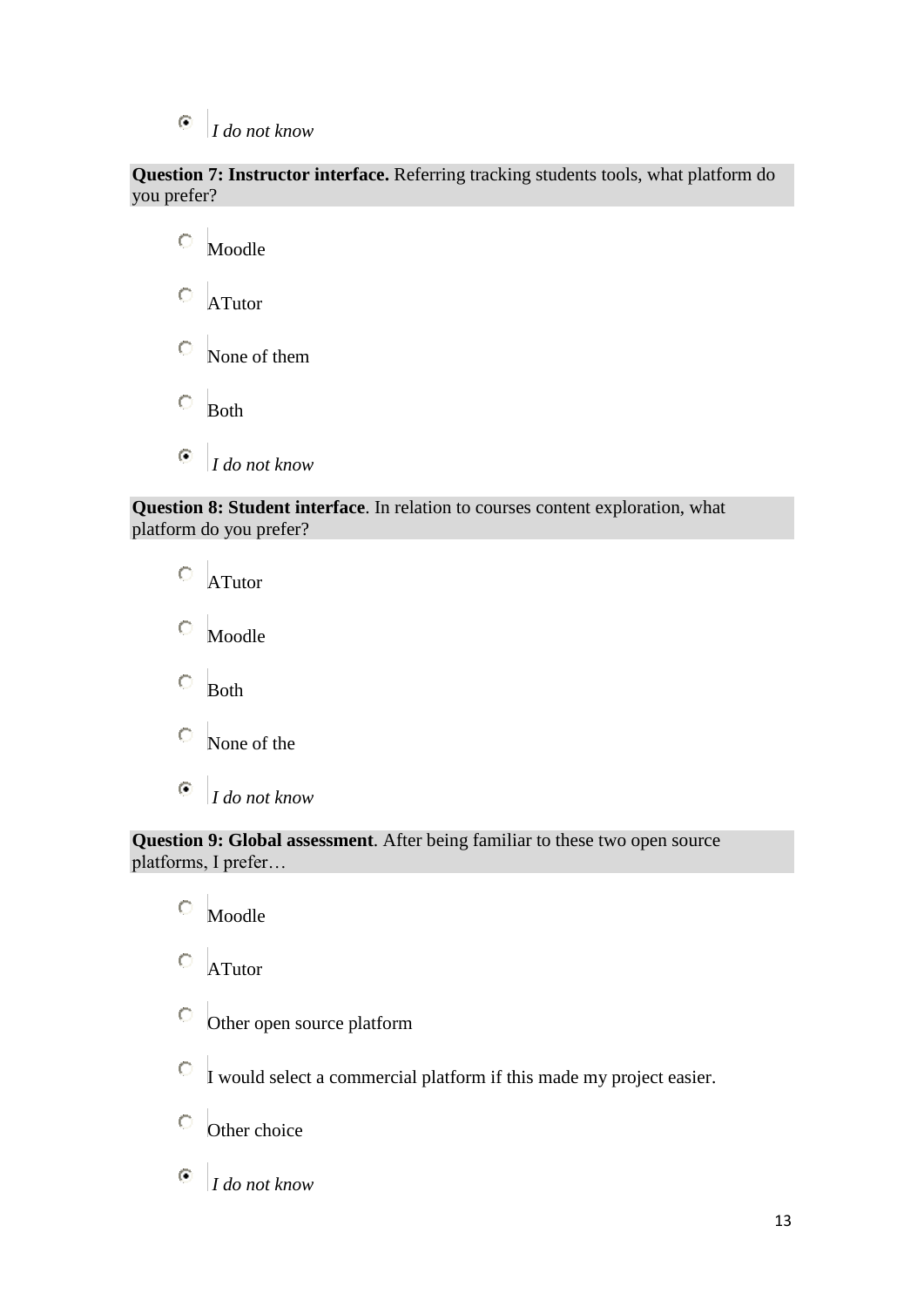- [x] *I do not know*

**Question 7: Instructor interface.** Referring tracking students tools, what platform do you prefer?

- [ ] Moodle
- [ ] ATutor
- [ ] None of them
- [ ] Both
- [x] *I do not know*

**Question 8: Student interface**. In relation to courses content exploration, what platform do you prefer?

- [ ] ATutor
- [ ] Moodle
- [ ] Both
- [ ] None of the
- [x] *I do not know*

**Question 9: Global assessment**. After being familiar to these two open source platforms, I prefer…

- [ ] Moodle
- [ ] ATutor
- [ ] Other open source platform
- [ ] I would select a commercial platform if this made my project easier.
- [ ] Other choice
- [x] *I do not know*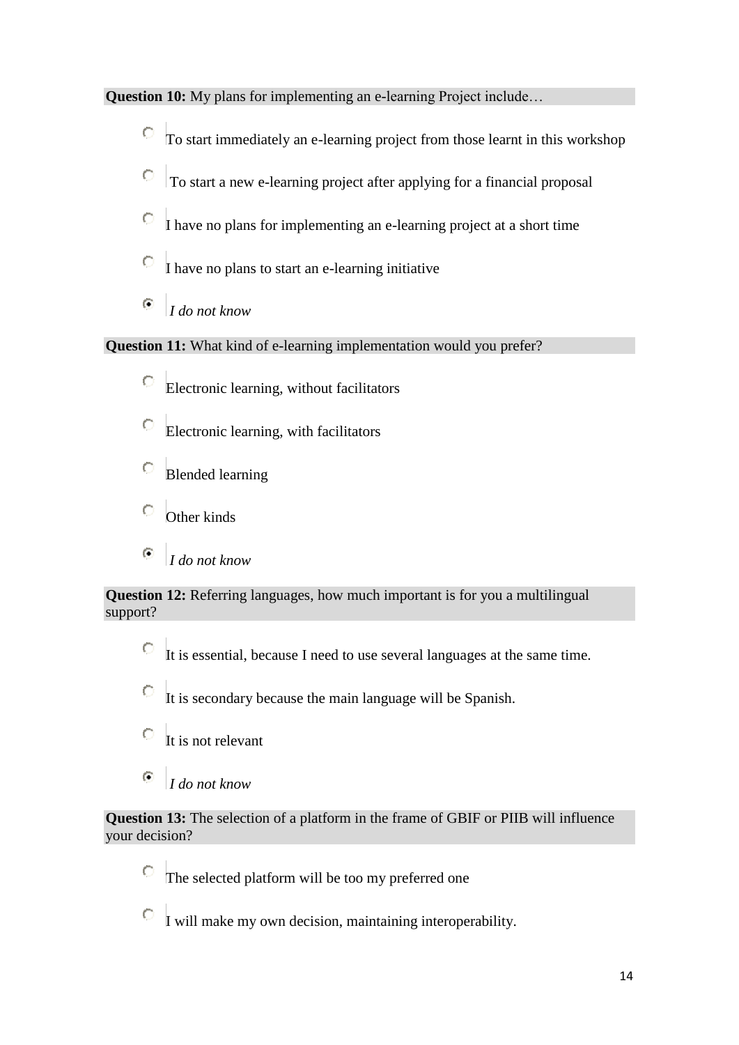**Question 10:** My plans for implementing an e-learning Project include…

- ○ To start immediately an e-learning project from those learnt in this workshop
- ○ To start a new e-learning project after applying for a financial proposal
- ○ I have no plans for implementing an e-learning project at a short time
- ○ I have no plans to start an e-learning initiative
- ◉ *I do not know*

**Question 11:** What kind of e-learning implementation would you prefer?

- ○ Electronic learning, without facilitators
- ○ Electronic learning, with facilitators
- ○ Blended learning
- ○ Other kinds
- ◉ *I do not know*

**Question 12:** Referring languages, how much important is for you a multilingual support?

- ○ It is essential, because I need to use several languages at the same time.
- ○ It is secondary because the main language will be Spanish.
- ○ It is not relevant
- ◉ *I do not know*

**Question 13:** The selection of a platform in the frame of GBIF or PIIB will influence your decision?

- ○ The selected platform will be too my preferred one
- ○ I will make my own decision, maintaining interoperability.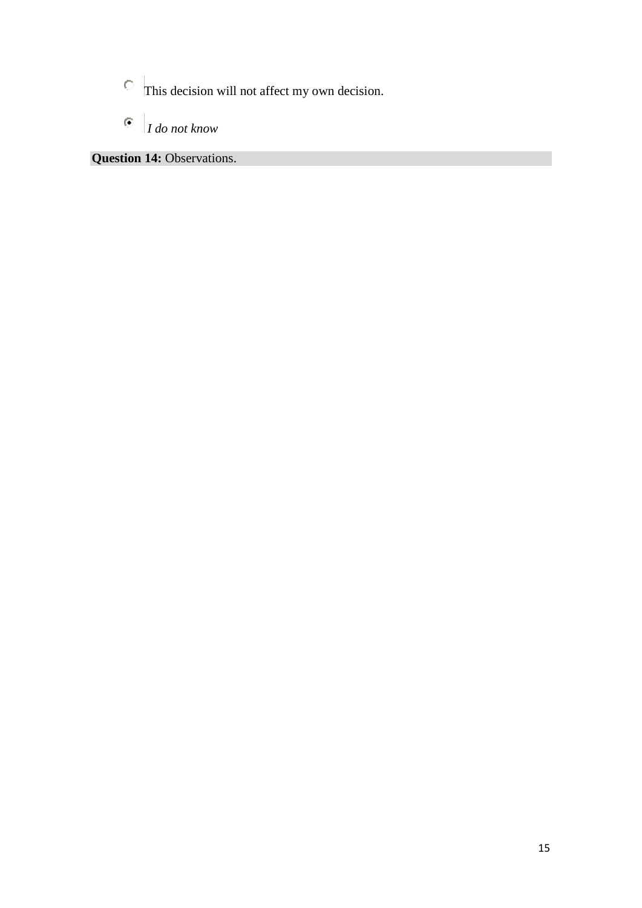- ○ This decision will not affect my own decision.
- ◉ *I do not know*

**Question 14:** Observations.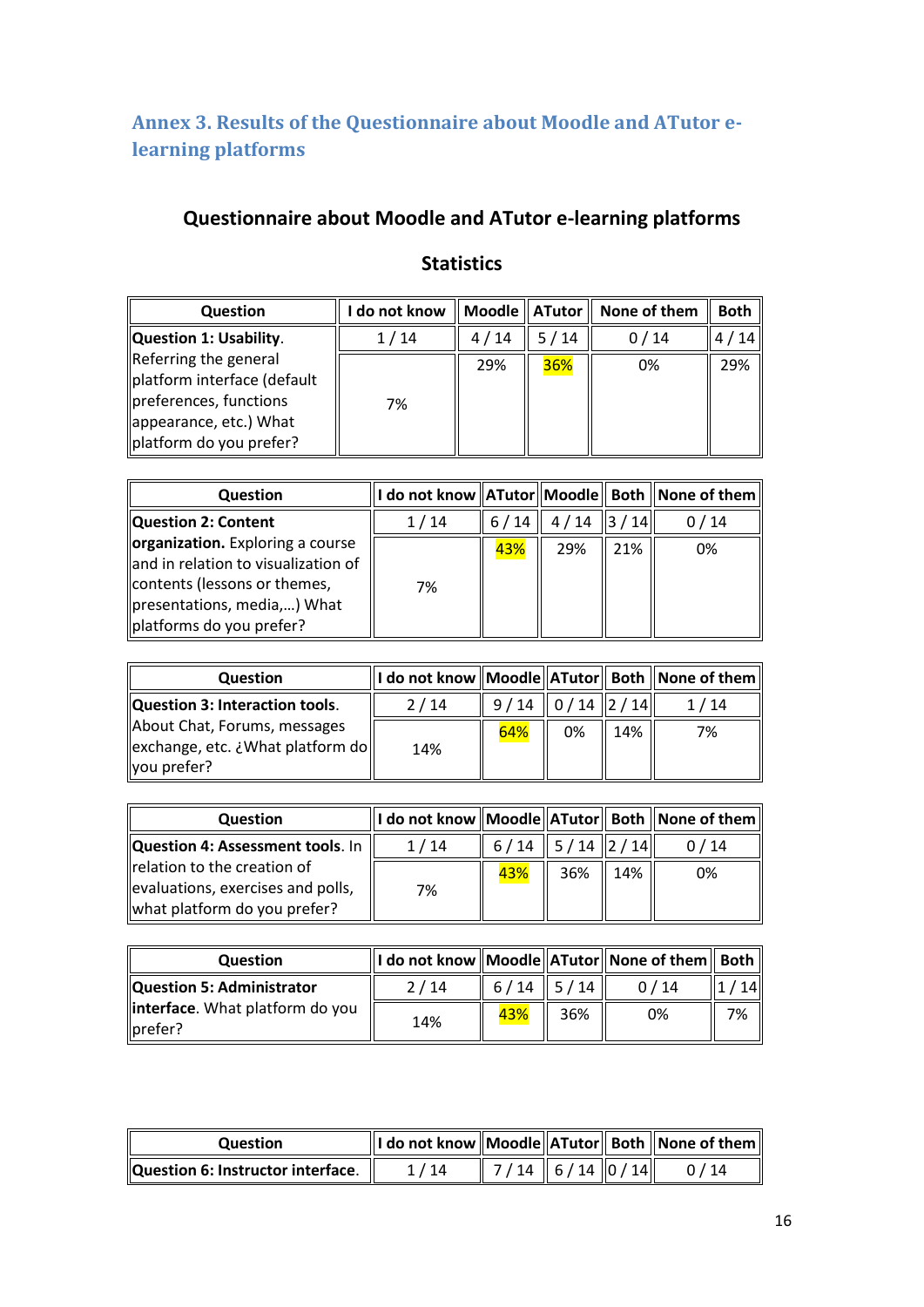## Annex 3. Results of the Questionnaire about Moodle and ATutor e-learning platforms

### Questionnaire about Moodle and ATutor e-learning platforms

#### Statistics

| Question | I do not know | Moodle | ATutor | None of them | Both |
|---|---|---|---|---|---|
| **Question 1: Usability**. Referring the general platform interface (default preferences, functions appearance, etc.) What platform do you prefer? | 1 / 14 | 4 / 14 | 5 / 14 | 0 / 14 | 4 / 14 |
| | 7% | 29% | 36% | 0% | 29% |

| Question | I do not know | ATutor | Moodle | Both | None of them |
|---|---|---|---|---|---|
| **Question 2: Content organization.** Exploring a course and in relation to visualization of contents (lessons or themes, presentations, media,…) What platforms do you prefer? | 1 / 14 | 6 / 14 | 4 / 14 | 3 / 14 | 0 / 14 |
| | 7% | 43% | 29% | 21% | 0% |

| Question | I do not know | Moodle | ATutor | Both | None of them |
|---|---|---|---|---|---|
| **Question 3: Interaction tools**. About Chat, Forums, messages exchange, etc. ¿What platform do you prefer? | 2 / 14 | 9 / 14 | 0 / 14 | 2 / 14 | 1 / 14 |
| | 14% | 64% | 0% | 14% | 7% |

| Question | I do not know | Moodle | ATutor | Both | None of them |
|---|---|---|---|---|---|
| **Question 4: Assessment tools**. In relation to the creation of evaluations, exercises and polls, what platform do you prefer? | 1 / 14 | 6 / 14 | 5 / 14 | 2 / 14 | 0 / 14 |
| | 7% | 43% | 36% | 14% | 0% |

| Question | I do not know | Moodle | ATutor | None of them | Both |
|---|---|---|---|---|---|
| **Question 5: Administrator interface**. What platform do you prefer? | 2 / 14 | 6 / 14 | 5 / 14 | 0 / 14 | 1 / 14 |
| | 14% | 43% | 36% | 0% | 7% |

| Question | I do not know | Moodle | ATutor | Both | None of them |
|---|---|---|---|---|---|
| **Question 6: Instructor interface**. | 1 / 14 | 7 / 14 | 6 / 14 | 0 / 14 | 0 / 14 |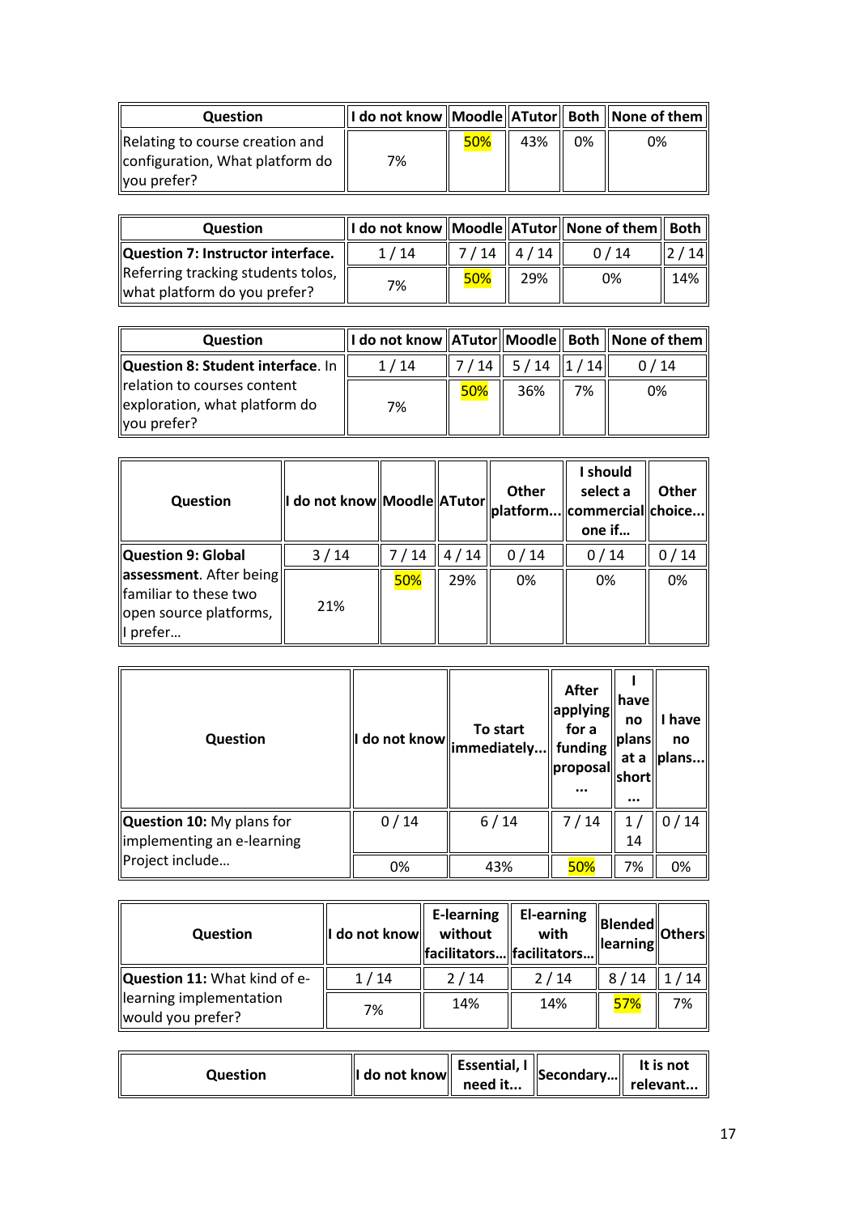| Question | I do not know | Moodle | ATutor | Both | None of them |
|---|---|---|---|---|---|
| Relating to course creation and configuration, What platform do you prefer? | 7% | 50% | 43% | 0% | 0% |

| Question | I do not know | Moodle | ATutor | None of them | Both |
|---|---|---|---|---|---|
| **Question 7: Instructor interface.** Referring tracking students tolos, what platform do you prefer? | 1 / 14 | 7 / 14 | 4 / 14 | 0 / 14 | 2 / 14 |
| | 7% | 50% | 29% | 0% | 14% |

| Question | I do not know | ATutor | Moodle | Both | None of them |
|---|---|---|---|---|---|
| **Question 8: Student interface.** In relation to courses content exploration, what platform do you prefer? | 1 / 14 | 7 / 14 | 5 / 14 | 1 / 14 | 0 / 14 |
| | 7% | 50% | 36% | 7% | 0% |

| Question | I do not know | Moodle | ATutor | Other platform… | I should select a commercial one if… | Other choice… |
|---|---|---|---|---|---|---|
| **Question 9: Global assessment**. After being familiar to these two open source platforms, I prefer… | 3 / 14 | 7 / 14 | 4 / 14 | 0 / 14 | 0 / 14 | 0 / 14 |
| | 21% | 50% | 29% | 0% | 0% | 0% |

| Question | I do not know | To start immediately… | After applying for a funding proposal … | I have no plans at a short … | I have no plans… |
|---|---|---|---|---|---|
| **Question 10:** My plans for implementing an e-learning Project include… | 0 / 14 | 6 / 14 | 7 / 14 | 1 / 14 | 0 / 14 |
| | 0% | 43% | 50% | 7% | 0% |

| Question | I do not know | E-learning without facilitators… | El-earning with facilitators… | Blended learning | Others |
|---|---|---|---|---|---|
| **Question 11:** What kind of e-learning implementation would you prefer? | 1 / 14 | 2 / 14 | 2 / 14 | 8 / 14 | 1 / 14 |
| | 7% | 14% | 14% | 57% | 7% |

| Question | I do not know | Essential, I need it… | Secondary… | It is not relevant… |
|---|---|---|---|---|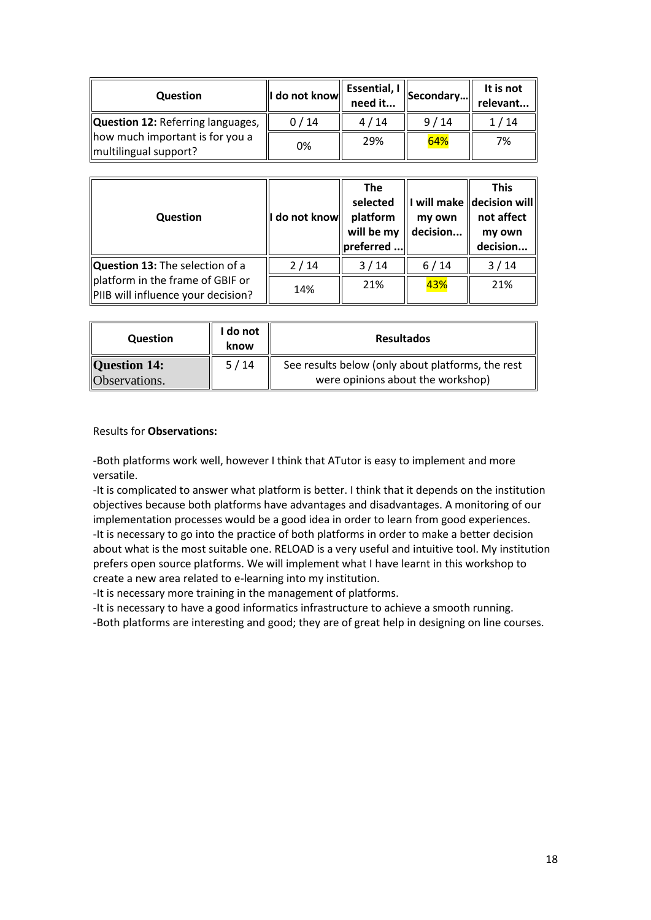| Question | I do not know | Essential, I need it... | Secondary... | It is not relevant... |
|---|---|---|---|---|
| **Question 12:** Referring languages, how much important is for you a multilingual support? | 0 / 14 | 4 / 14 | 9 / 14 | 1 / 14 |
| | 0% | 29% | 64% | 7% |

| Question | I do not know | The selected platform will be my preferred ... | I will make my own decision... | This decision will not affect my own decision... |
|---|---|---|---|---|
| **Question 13:** The selection of a platform in the frame of GBIF or PIIB will influence your decision? | 2 / 14 | 3 / 14 | 6 / 14 | 3 / 14 |
| | 14% | 21% | 43% | 21% |

| Question | I do not know | Resultados |
|---|---|---|
| **Question 14:** Observations. | 5 / 14 | See results below (only about platforms, the rest were opinions about the workshop) |

Results for **Observations:**

-Both platforms work well, however I think that ATutor is easy to implement and more versatile.
-It is complicated to answer what platform is better. I think that it depends on the institution objectives because both platforms have advantages and disadvantages. A monitoring of our implementation processes would be a good idea in order to learn from good experiences.
-It is necessary to go into the practice of both platforms in order to make a better decision about what is the most suitable one. RELOAD is a very useful and intuitive tool. My institution prefers open source platforms. We will implement what I have learnt in this workshop to create a new area related to e-learning into my institution.
-It is necessary more training in the management of platforms.
-It is necessary to have a good informatics infrastructure to achieve a smooth running.
-Both platforms are interesting and good; they are of great help in designing on line courses.